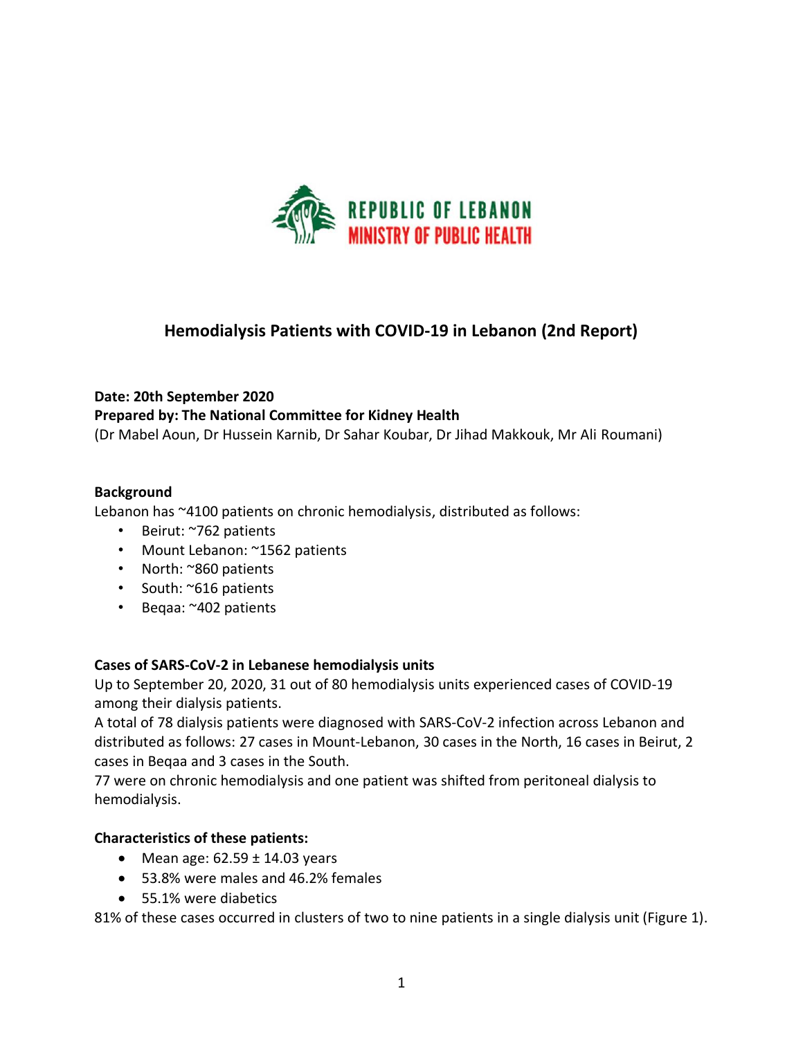REPUBLIC OF LEBANON
MINISTRY OF PUBLIC HEALTH

# Hemodialysis Patients with COVID-19 in Lebanon (2nd Report)

**Date: 20th September 2020**
**Prepared by: The National Committee for Kidney Health**
(Dr Mabel Aoun, Dr Hussein Karnib, Dr Sahar Koubar, Dr Jihad Makkouk, Mr Ali Roumani)

## Background

Lebanon has ~4100 patients on chronic hemodialysis, distributed as follows:

- Beirut: ~762 patients
- Mount Lebanon: ~1562 patients
- North: ~860 patients
- South: ~616 patients
- Beqaa: ~402 patients

## Cases of SARS-CoV-2 in Lebanese hemodialysis units

Up to September 20, 2020, 31 out of 80 hemodialysis units experienced cases of COVID-19 among their dialysis patients.

A total of 78 dialysis patients were diagnosed with SARS-CoV-2 infection across Lebanon and distributed as follows: 27 cases in Mount-Lebanon, 30 cases in the North, 16 cases in Beirut, 2 cases in Beqaa and 3 cases in the South.

77 were on chronic hemodialysis and one patient was shifted from peritoneal dialysis to hemodialysis.

## Characteristics of these patients:

- Mean age: 62.59 ± 14.03 years
- 53.8% were males and 46.2% females
- 55.1% were diabetics

81% of these cases occurred in clusters of two to nine patients in a single dialysis unit (Figure 1).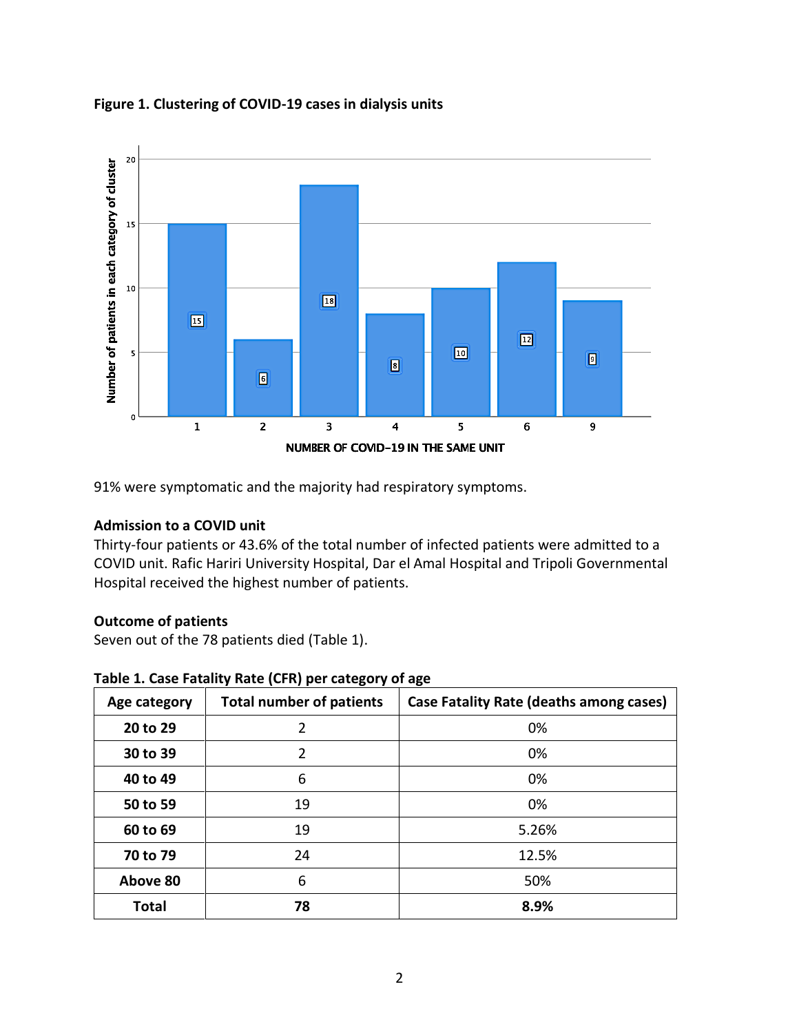**Figure 1. Clustering of COVID-19 cases in dialysis units**

Number of patients in each category of cluster

20
15
10
5
0

15
6
18
8
10
12
9

1
2
3
4
5
6
9

NUMBER OF COVID-19 IN THE SAME UNIT

91% were symptomatic and the majority had respiratory symptoms.

**Admission to a COVID unit**

Thirty-four patients or 43.6% of the total number of infected patients were admitted to a COVID unit. Rafic Hariri University Hospital, Dar el Amal Hospital and Tripoli Governmental Hospital received the highest number of patients.

**Outcome of patients**

Seven out of the 78 patients died (Table 1).

**Table 1. Case Fatality Rate (CFR) per category of age**

| Age category | Total number of patients | Case Fatality Rate (deaths among cases) |
|---|---|---|
| **20 to 29** | 2 | 0% |
| **30 to 39** | 2 | 0% |
| **40 to 49** | 6 | 0% |
| **50 to 59** | 19 | 0% |
| **60 to 69** | 19 | 5.26% |
| **70 to 79** | 24 | 12.5% |
| **Above 80** | 6 | 50% |
| **Total** | **78** | **8.9%** |